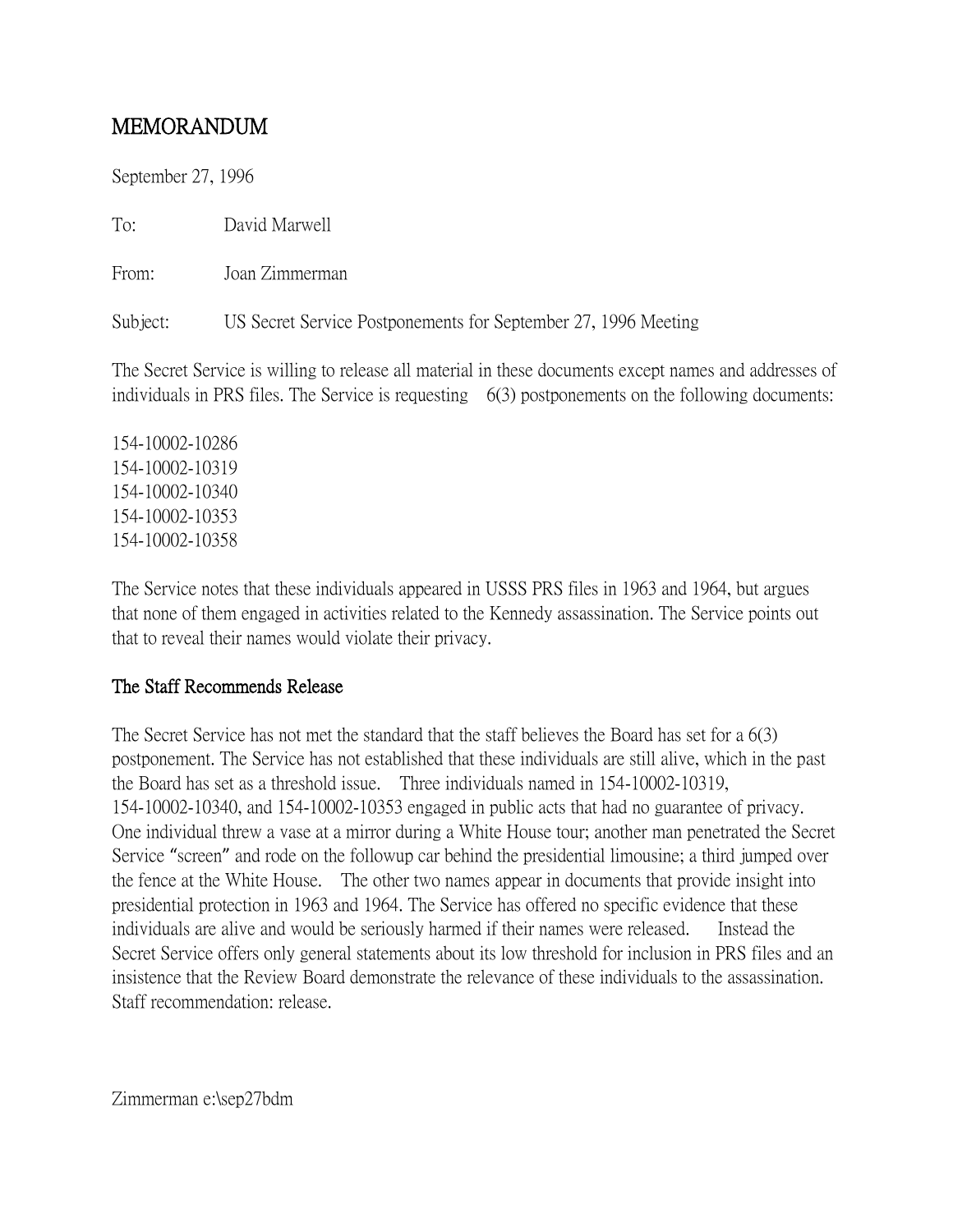# MEMORANDUM

September 27, 1996

To: David Marwell

From: Joan Zimmerman

Subject: US Secret Service Postponements for September 27, 1996 Meeting

The Secret Service is willing to release all material in these documents except names and addresses of individuals in PRS files. The Service is requesting 6(3) postponements on the following documents:

154-10002-10286
154-10002-10319
154-10002-10340
154-10002-10353
154-10002-10358

The Service notes that these individuals appeared in USSS PRS files in 1963 and 1964, but argues that none of them engaged in activities related to the Kennedy assassination. The Service points out that to reveal their names would violate their privacy.

## The Staff Recommends Release

The Secret Service has not met the standard that the staff believes the Board has set for a 6(3) postponement. The Service has not established that these individuals are still alive, which in the past the Board has set as a threshold issue. Three individuals named in 154-10002-10319, 154-10002-10340, and 154-10002-10353 engaged in public acts that had no guarantee of privacy. One individual threw a vase at a mirror during a White House tour; another man penetrated the Secret Service "screen" and rode on the followup car behind the presidential limousine; a third jumped over the fence at the White House. The other two names appear in documents that provide insight into presidential protection in 1963 and 1964. The Service has offered no specific evidence that these individuals are alive and would be seriously harmed if their names were released. Instead the Secret Service offers only general statements about its low threshold for inclusion in PRS files and an insistence that the Review Board demonstrate the relevance of these individuals to the assassination. Staff recommendation: release.

Zimmerman e:\sep27bdm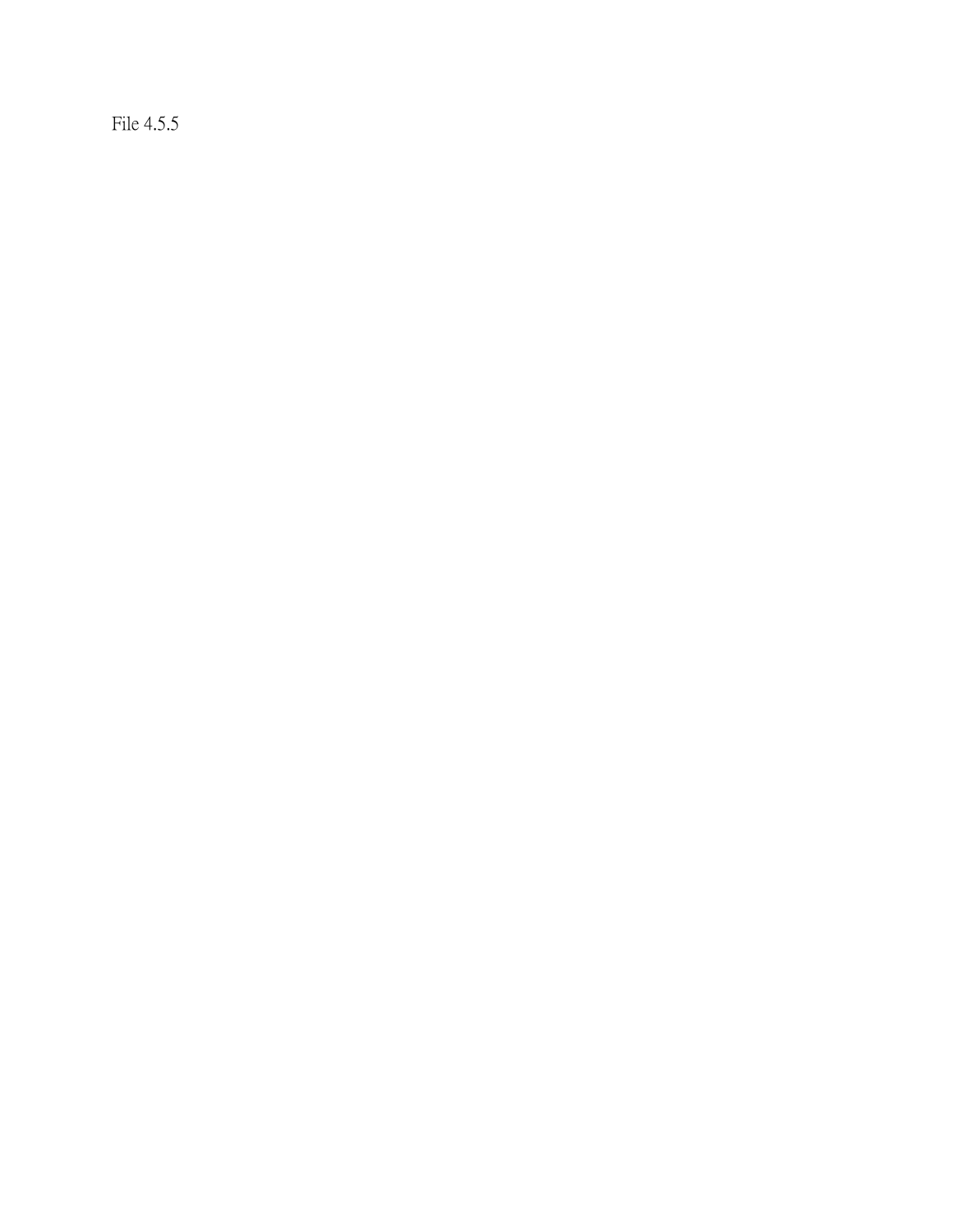File 4.5.5